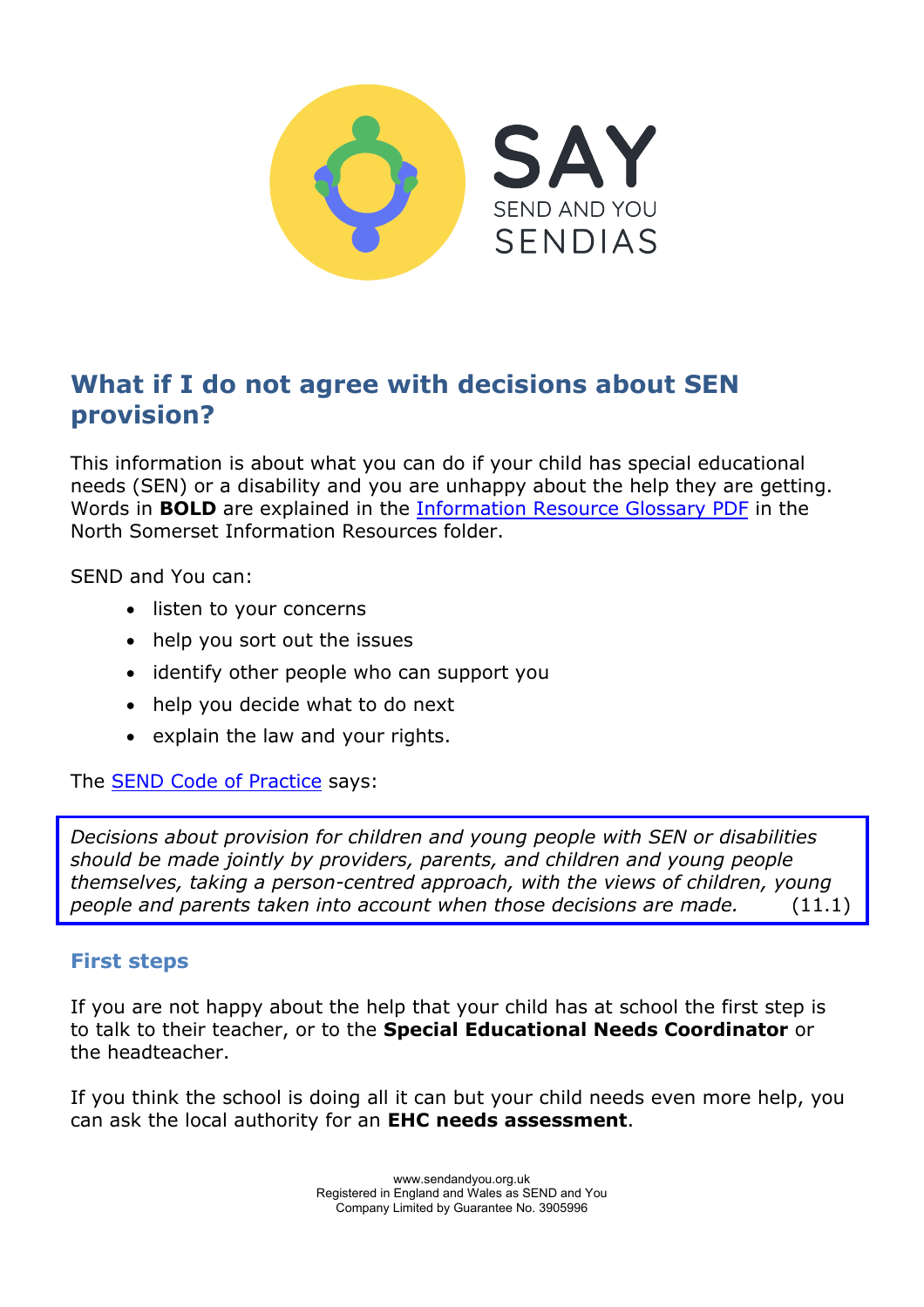SAY

SEND AND YOU

SENDIAS

## What if I do not agree with decisions about SEN provision?

This information is about what you can do if your child has special educational needs (SEN) or a disability and you are unhappy about the help they are getting. Words in **BOLD** are explained in the Information Resource Glossary PDF in the North Somerset Information Resources folder.

SEND and You can:

- listen to your concerns
- help you sort out the issues
- identify other people who can support you
- help you decide what to do next
- explain the law and your rights.

The SEND Code of Practice says:

> *Decisions about provision for children and young people with SEN or disabilities should be made jointly by providers, parents, and children and young people themselves, taking a person-centred approach, with the views of children, young people and parents taken into account when those decisions are made.* (11.1)

### First steps

If you are not happy about the help that your child has at school the first step is to talk to their teacher, or to the **Special Educational Needs Coordinator** or the headteacher.

If you think the school is doing all it can but your child needs even more help, you can ask the local authority for an **EHC needs assessment**.

www.sendandyou.org.uk
Registered in England and Wales as SEND and You
Company Limited by Guarantee No. 3905996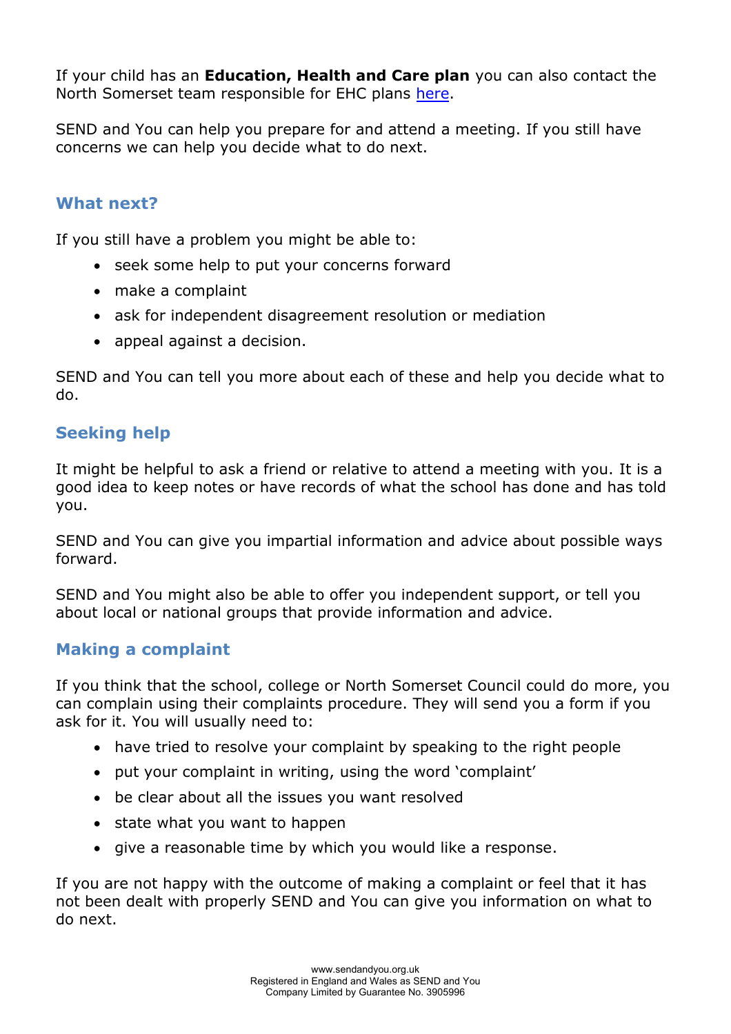If your child has an **Education, Health and Care plan** you can also contact the North Somerset team responsible for EHC plans [here](#).

SEND and You can help you prepare for and attend a meeting. If you still have concerns we can help you decide what to do next.

## What next?

If you still have a problem you might be able to:

- seek some help to put your concerns forward
- make a complaint
- ask for independent disagreement resolution or mediation
- appeal against a decision.

SEND and You can tell you more about each of these and help you decide what to do.

## Seeking help

It might be helpful to ask a friend or relative to attend a meeting with you. It is a good idea to keep notes or have records of what the school has done and has told you.

SEND and You can give you impartial information and advice about possible ways forward.

SEND and You might also be able to offer you independent support, or tell you about local or national groups that provide information and advice.

## Making a complaint

If you think that the school, college or North Somerset Council could do more, you can complain using their complaints procedure. They will send you a form if you ask for it. You will usually need to:

- have tried to resolve your complaint by speaking to the right people
- put your complaint in writing, using the word 'complaint'
- be clear about all the issues you want resolved
- state what you want to happen
- give a reasonable time by which you would like a response.

If you are not happy with the outcome of making a complaint or feel that it has not been dealt with properly SEND and You can give you information on what to do next.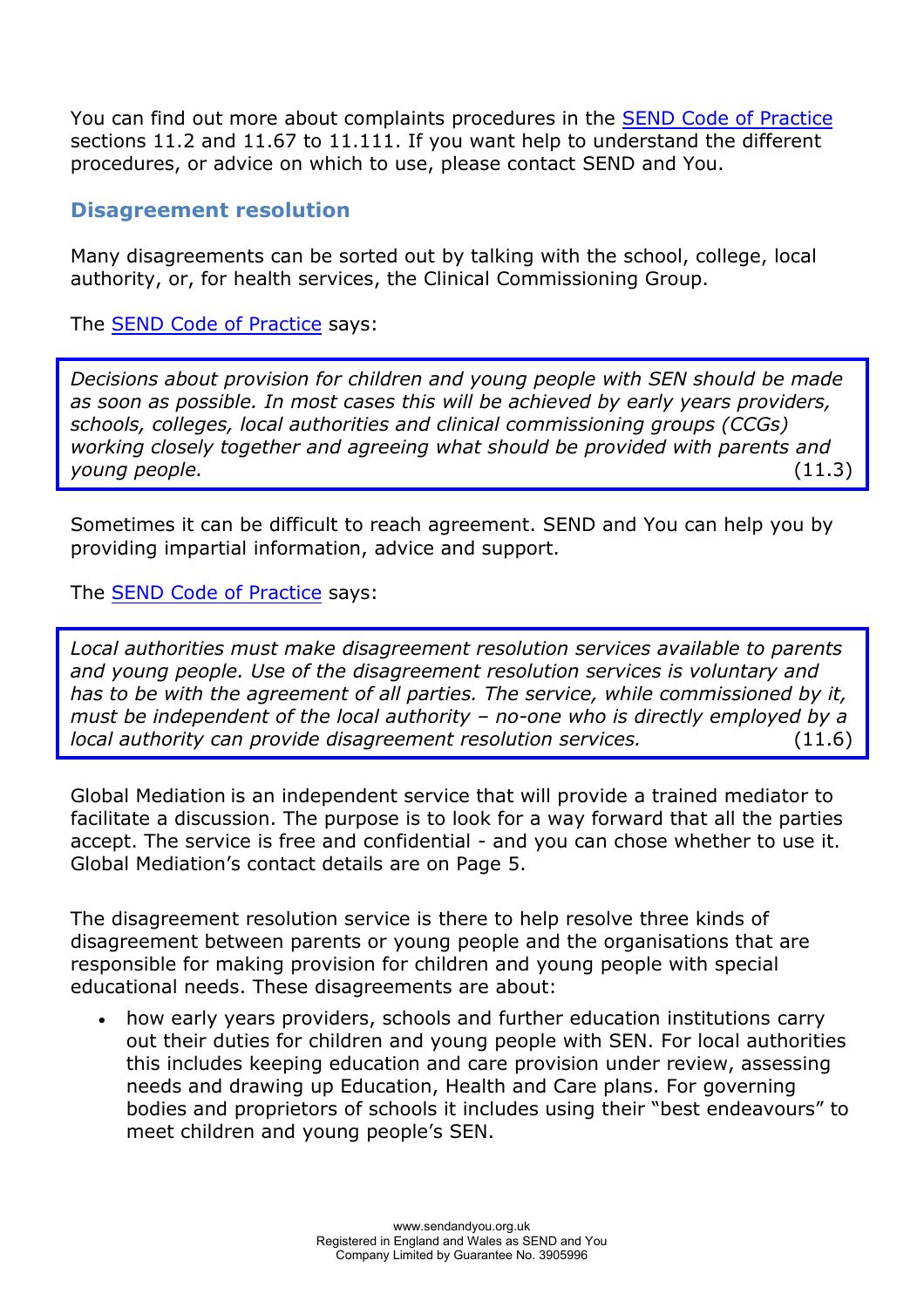You can find out more about complaints procedures in the [SEND Code of Practice](#) sections 11.2 and 11.67 to 11.111. If you want help to understand the different procedures, or advice on which to use, please contact SEND and You.

## Disagreement resolution

Many disagreements can be sorted out by talking with the school, college, local authority, or, for health services, the Clinical Commissioning Group.

The [SEND Code of Practice](#) says:

> *Decisions about provision for children and young people with SEN should be made as soon as possible. In most cases this will be achieved by early years providers, schools, colleges, local authorities and clinical commissioning groups (CCGs) working closely together and agreeing what should be provided with parents and young people.* (11.3)

Sometimes it can be difficult to reach agreement. SEND and You can help you by providing impartial information, advice and support.

The [SEND Code of Practice](#) says:

> *Local authorities must make disagreement resolution services available to parents and young people. Use of the disagreement resolution services is voluntary and has to be with the agreement of all parties. The service, while commissioned by it, must be independent of the local authority – no-one who is directly employed by a local authority can provide disagreement resolution services.* (11.6)

Global Mediation is an independent service that will provide a trained mediator to facilitate a discussion. The purpose is to look for a way forward that all the parties accept. The service is free and confidential - and you can chose whether to use it. Global Mediation's contact details are on Page 5.

The disagreement resolution service is there to help resolve three kinds of disagreement between parents or young people and the organisations that are responsible for making provision for children and young people with special educational needs. These disagreements are about:

- how early years providers, schools and further education institutions carry out their duties for children and young people with SEN. For local authorities this includes keeping education and care provision under review, assessing needs and drawing up Education, Health and Care plans. For governing bodies and proprietors of schools it includes using their "best endeavours" to meet children and young people's SEN.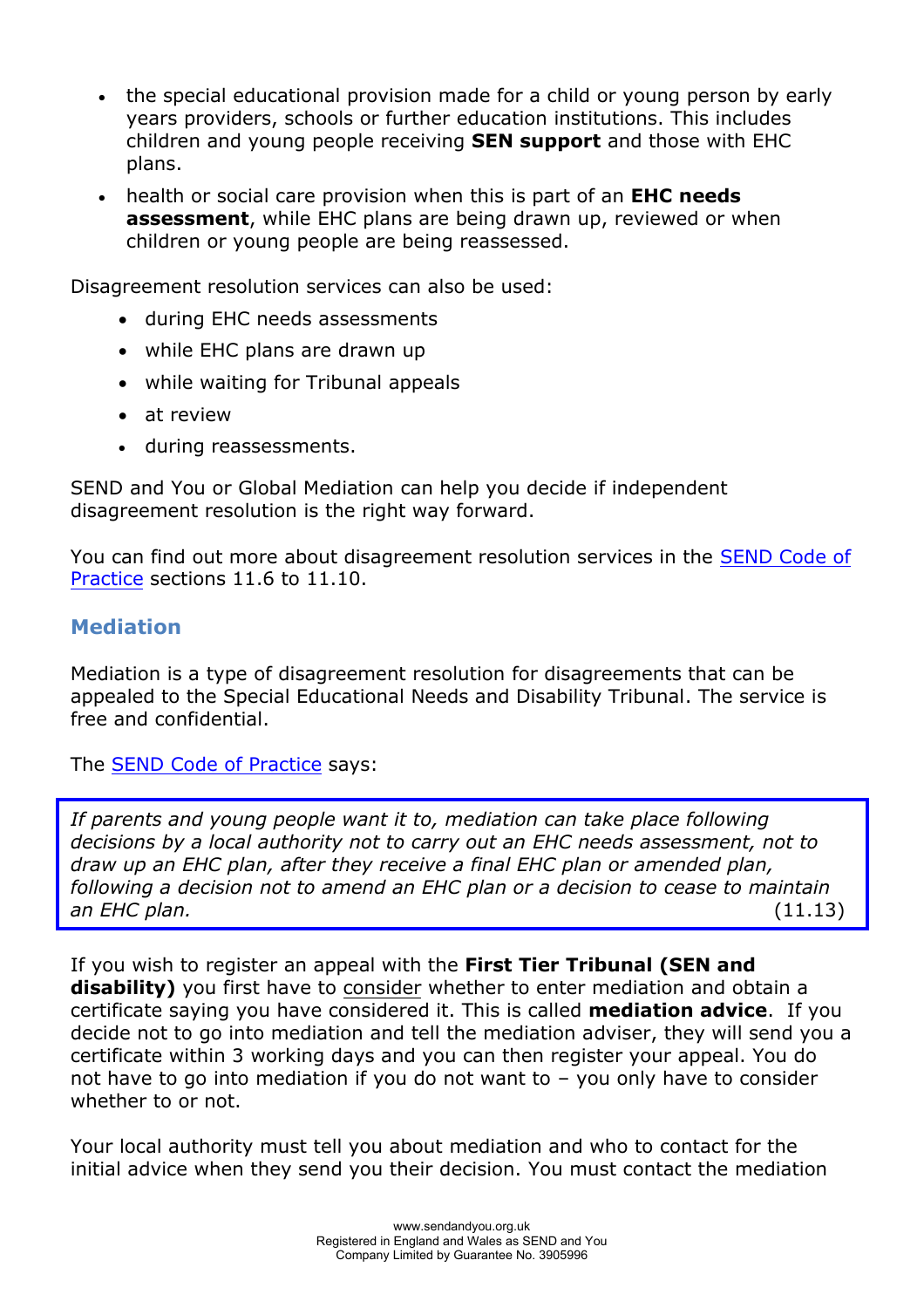- the special educational provision made for a child or young person by early years providers, schools or further education institutions. This includes children and young people receiving **SEN support** and those with EHC plans.
- health or social care provision when this is part of an **EHC needs assessment**, while EHC plans are being drawn up, reviewed or when children or young people are being reassessed.

Disagreement resolution services can also be used:

- during EHC needs assessments
- while EHC plans are drawn up
- while waiting for Tribunal appeals
- at review
- during reassessments.

SEND and You or Global Mediation can help you decide if independent disagreement resolution is the right way forward.

You can find out more about disagreement resolution services in the SEND Code of Practice sections 11.6 to 11.10.

## Mediation

Mediation is a type of disagreement resolution for disagreements that can be appealed to the Special Educational Needs and Disability Tribunal. The service is free and confidential.

The SEND Code of Practice says:

> *If parents and young people want it to, mediation can take place following decisions by a local authority not to carry out an EHC needs assessment, not to draw up an EHC plan, after they receive a final EHC plan or amended plan, following a decision not to amend an EHC plan or a decision to cease to maintain an EHC plan.* (11.13)

If you wish to register an appeal with the **First Tier Tribunal (SEN and disability)** you first have to consider whether to enter mediation and obtain a certificate saying you have considered it. This is called **mediation advice**. If you decide not to go into mediation and tell the mediation adviser, they will send you a certificate within 3 working days and you can then register your appeal. You do not have to go into mediation if you do not want to – you only have to consider whether to or not.

Your local authority must tell you about mediation and who to contact for the initial advice when they send you their decision. You must contact the mediation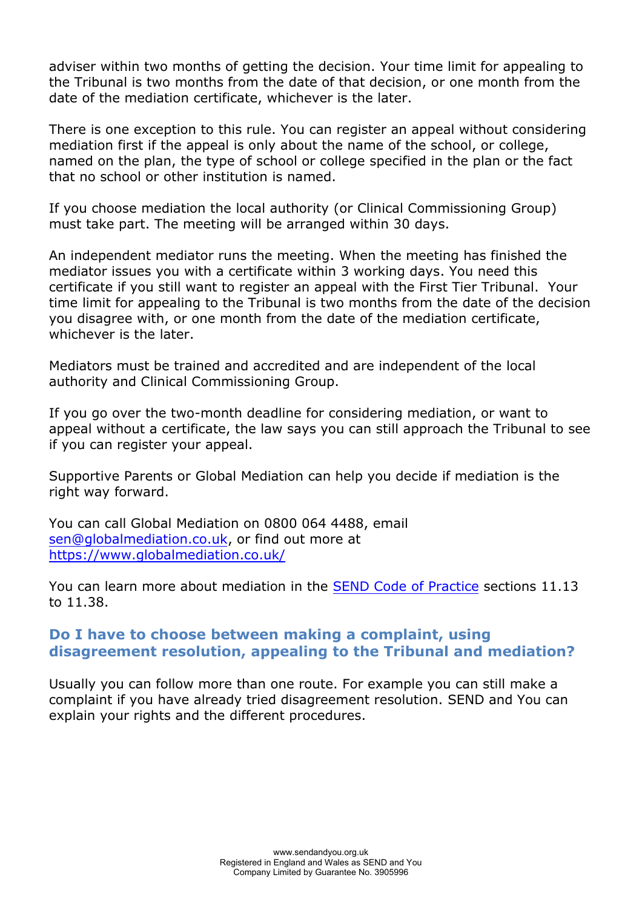adviser within two months of getting the decision. Your time limit for appealing to the Tribunal is two months from the date of that decision, or one month from the date of the mediation certificate, whichever is the later.

There is one exception to this rule. You can register an appeal without considering mediation first if the appeal is only about the name of the school, or college, named on the plan, the type of school or college specified in the plan or the fact that no school or other institution is named.

If you choose mediation the local authority (or Clinical Commissioning Group) must take part. The meeting will be arranged within 30 days.

An independent mediator runs the meeting. When the meeting has finished the mediator issues you with a certificate within 3 working days. You need this certificate if you still want to register an appeal with the First Tier Tribunal. Your time limit for appealing to the Tribunal is two months from the date of the decision you disagree with, or one month from the date of the mediation certificate, whichever is the later.

Mediators must be trained and accredited and are independent of the local authority and Clinical Commissioning Group.

If you go over the two-month deadline for considering mediation, or want to appeal without a certificate, the law says you can still approach the Tribunal to see if you can register your appeal.

Supportive Parents or Global Mediation can help you decide if mediation is the right way forward.

You can call Global Mediation on 0800 064 4488, email [sen@globalmediation.co.uk](mailto:sen@globalmediation.co.uk), or find out more at [https://www.globalmediation.co.uk/](https://www.globalmediation.co.uk/)

You can learn more about mediation in the SEND Code of Practice sections 11.13 to 11.38.

## Do I have to choose between making a complaint, using disagreement resolution, appealing to the Tribunal and mediation?

Usually you can follow more than one route. For example you can still make a complaint if you have already tried disagreement resolution. SEND and You can explain your rights and the different procedures.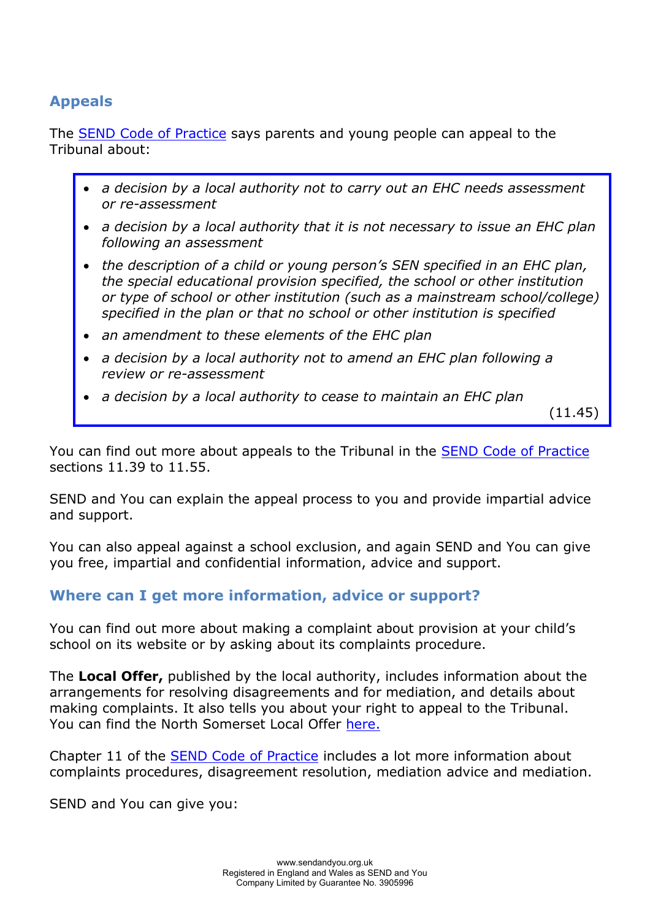## Appeals

The SEND Code of Practice says parents and young people can appeal to the Tribunal about:

> - *a decision by a local authority not to carry out an EHC needs assessment or re-assessment*
> - *a decision by a local authority that it is not necessary to issue an EHC plan following an assessment*
> - *the description of a child or young person's SEN specified in an EHC plan, the special educational provision specified, the school or other institution or type of school or other institution (such as a mainstream school/college) specified in the plan or that no school or other institution is specified*
> - *an amendment to these elements of the EHC plan*
> - *a decision by a local authority not to amend an EHC plan following a review or re-assessment*
> - *a decision by a local authority to cease to maintain an EHC plan*
>
> (11.45)

You can find out more about appeals to the Tribunal in the SEND Code of Practice sections 11.39 to 11.55.

SEND and You can explain the appeal process to you and provide impartial advice and support.

You can also appeal against a school exclusion, and again SEND and You can give you free, impartial and confidential information, advice and support.

## Where can I get more information, advice or support?

You can find out more about making a complaint about provision at your child's school on its website or by asking about its complaints procedure.

The **Local Offer,** published by the local authority, includes information about the arrangements for resolving disagreements and for mediation, and details about making complaints. It also tells you about your right to appeal to the Tribunal. You can find the North Somerset Local Offer here.

Chapter 11 of the SEND Code of Practice includes a lot more information about complaints procedures, disagreement resolution, mediation advice and mediation.

SEND and You can give you: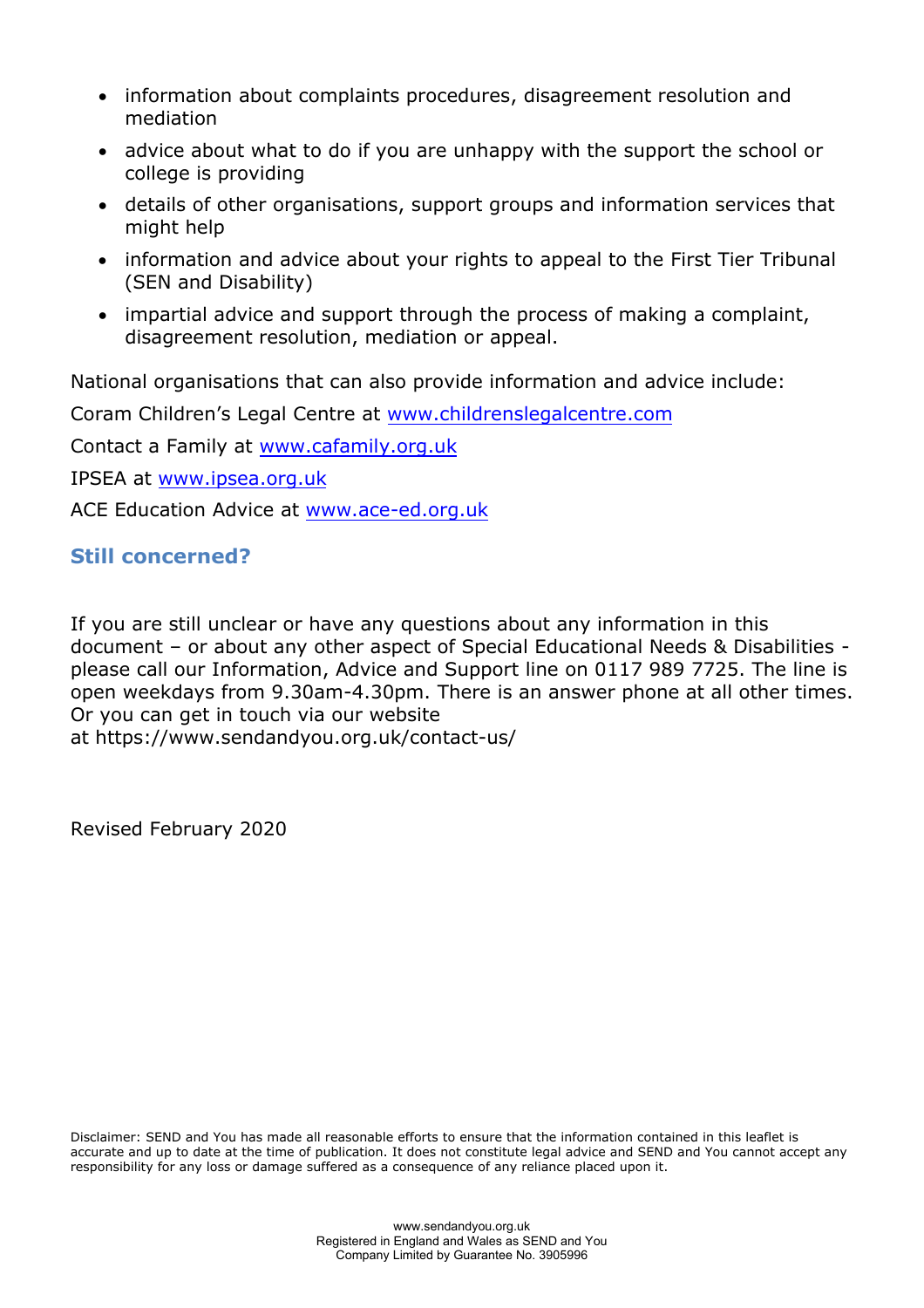- information about complaints procedures, disagreement resolution and mediation
- advice about what to do if you are unhappy with the support the school or college is providing
- details of other organisations, support groups and information services that might help
- information and advice about your rights to appeal to the First Tier Tribunal (SEN and Disability)
- impartial advice and support through the process of making a complaint, disagreement resolution, mediation or appeal.

National organisations that can also provide information and advice include:

Coram Children's Legal Centre at [www.childrenslegalcentre.com](http://www.childrenslegalcentre.com)

Contact a Family at [www.cafamily.org.uk](http://www.cafamily.org.uk)

IPSEA at [www.ipsea.org.uk](http://www.ipsea.org.uk)

ACE Education Advice at [www.ace-ed.org.uk](http://www.ace-ed.org.uk)

## Still concerned?

If you are still unclear or have any questions about any information in this document – or about any other aspect of Special Educational Needs & Disabilities - please call our Information, Advice and Support line on 0117 989 7725. The line is open weekdays from 9.30am-4.30pm. There is an answer phone at all other times. Or you can get in touch via our website at https://www.sendandyou.org.uk/contact-us/

Revised February 2020

Disclaimer: SEND and You has made all reasonable efforts to ensure that the information contained in this leaflet is accurate and up to date at the time of publication. It does not constitute legal advice and SEND and You cannot accept any responsibility for any loss or damage suffered as a consequence of any reliance placed upon it.

www.sendandyou.org.uk
Registered in England and Wales as SEND and You
Company Limited by Guarantee No. 3905996